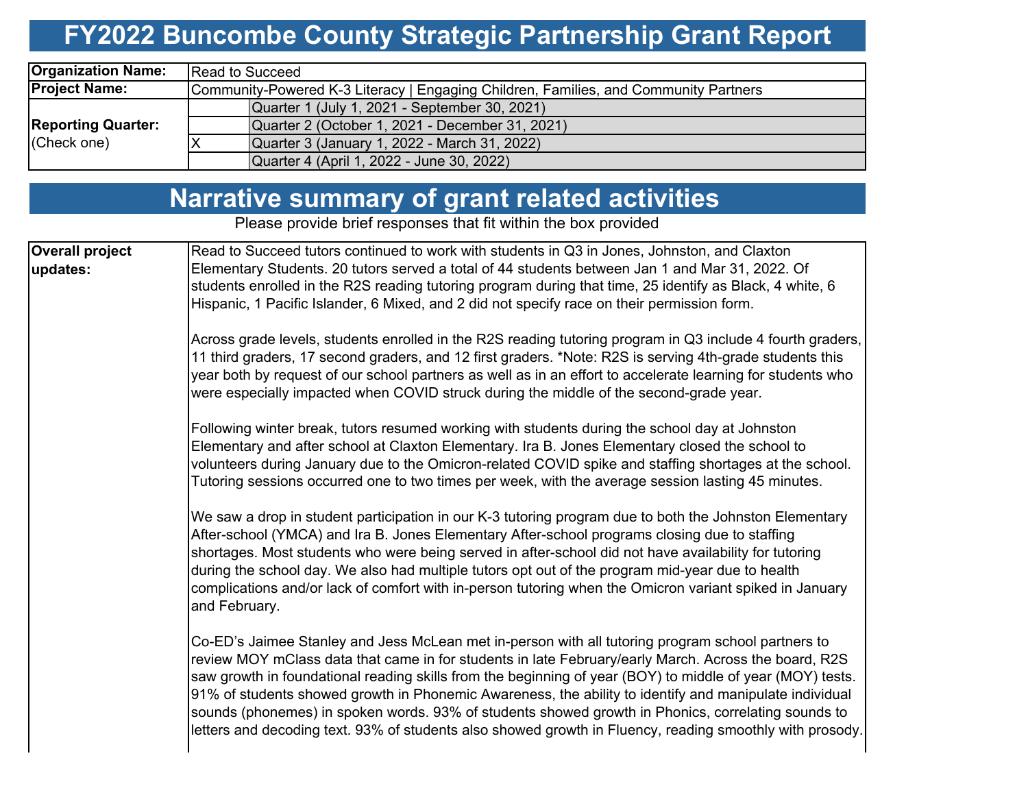# FY2022 Buncombe County Strategic Partnership Grant Report

| | | |
|---|---|---|
| **Organization Name:** | Read to Succeed | |
| **Project Name:** | Community-Powered K-3 Literacy \| Engaging Children, Families, and Community Partners | |
| **Reporting Quarter:** (Check one) | | Quarter 1 (July 1, 2021 - September 30, 2021) |
| | | Quarter 2 (October 1, 2021 - December 31, 2021) |
| | X | Quarter 3 (January 1, 2022 - March 31, 2022) |
| | | Quarter 4 (April 1, 2022 - June 30, 2022) |

## Narrative summary of grant related activities

Please provide brief responses that fit within the box provided

**Overall project updates:**

Read to Succeed tutors continued to work with students in Q3 in Jones, Johnston, and Claxton Elementary Students. 20 tutors served a total of 44 students between Jan 1 and Mar 31, 2022. Of students enrolled in the R2S reading tutoring program during that time, 25 identify as Black, 4 white, 6 Hispanic, 1 Pacific Islander, 6 Mixed, and 2 did not specify race on their permission form.

Across grade levels, students enrolled in the R2S reading tutoring program in Q3 include 4 fourth graders, 11 third graders, 17 second graders, and 12 first graders. *Note: R2S is serving 4th-grade students this year both by request of our school partners as well as in an effort to accelerate learning for students who were especially impacted when COVID struck during the middle of the second-grade year.

Following winter break, tutors resumed working with students during the school day at Johnston Elementary and after school at Claxton Elementary. Ira B. Jones Elementary closed the school to volunteers during January due to the Omicron-related COVID spike and staffing shortages at the school. Tutoring sessions occurred one to two times per week, with the average session lasting 45 minutes.

We saw a drop in student participation in our K-3 tutoring program due to both the Johnston Elementary After-school (YMCA) and Ira B. Jones Elementary After-school programs closing due to staffing shortages. Most students who were being served in after-school did not have availability for tutoring during the school day. We also had multiple tutors opt out of the program mid-year due to health complications and/or lack of comfort with in-person tutoring when the Omicron variant spiked in January and February.

Co-ED's Jaimee Stanley and Jess McLean met in-person with all tutoring program school partners to review MOY mClass data that came in for students in late February/early March. Across the board, R2S saw growth in foundational reading skills from the beginning of year (BOY) to middle of year (MOY) tests. 91% of students showed growth in Phonemic Awareness, the ability to identify and manipulate individual sounds (phonemes) in spoken words. 93% of students showed growth in Phonics, correlating sounds to letters and decoding text. 93% of students also showed growth in Fluency, reading smoothly with prosody.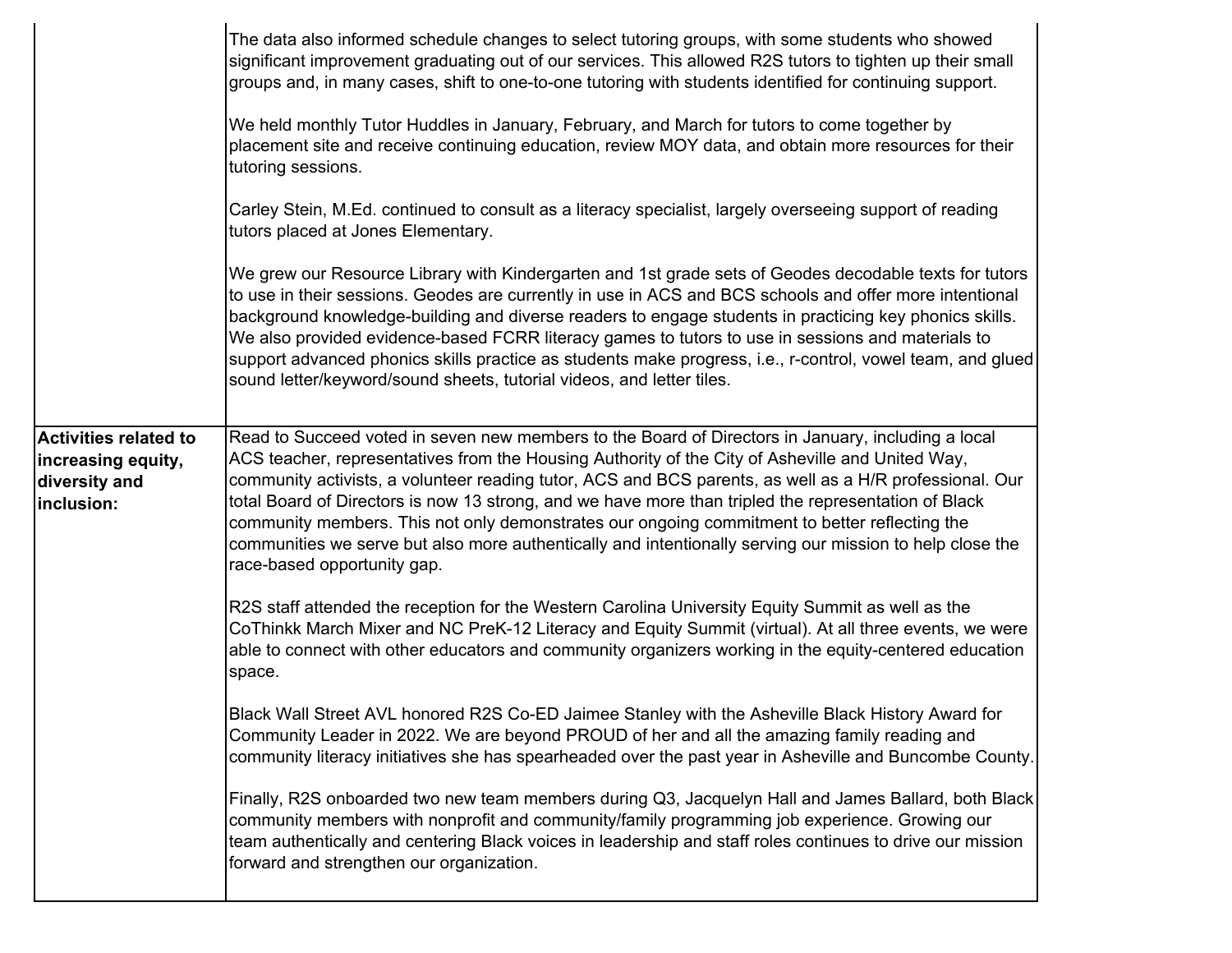| | |
|---|---|
| | The data also informed schedule changes to select tutoring groups, with some students who showed significant improvement graduating out of our services. This allowed R2S tutors to tighten up their small groups and, in many cases, shift to one-to-one tutoring with students identified for continuing support.<br><br>We held monthly Tutor Huddles in January, February, and March for tutors to come together by placement site and receive continuing education, review MOY data, and obtain more resources for their tutoring sessions.<br><br>Carley Stein, M.Ed. continued to consult as a literacy specialist, largely overseeing support of reading tutors placed at Jones Elementary.<br><br>We grew our Resource Library with Kindergarten and 1st grade sets of Geodes decodable texts for tutors to use in their sessions. Geodes are currently in use in ACS and BCS schools and offer more intentional background knowledge-building and diverse readers to engage students in practicing key phonics skills. We also provided evidence-based FCRR literacy games to tutors to use in sessions and materials to support advanced phonics skills practice as students make progress, i.e., r-control, vowel team, and glued sound letter/keyword/sound sheets, tutorial videos, and letter tiles. |
| **Activities related to increasing equity, diversity and inclusion:** | Read to Succeed voted in seven new members to the Board of Directors in January, including a local ACS teacher, representatives from the Housing Authority of the City of Asheville and United Way, community activists, a volunteer reading tutor, ACS and BCS parents, as well as a H/R professional. Our total Board of Directors is now 13 strong, and we have more than tripled the representation of Black community members. This not only demonstrates our ongoing commitment to better reflecting the communities we serve but also more authentically and intentionally serving our mission to help close the race-based opportunity gap.<br><br>R2S staff attended the reception for the Western Carolina University Equity Summit as well as the CoThinkk March Mixer and NC PreK-12 Literacy and Equity Summit (virtual). At all three events, we were able to connect with other educators and community organizers working in the equity-centered education space.<br><br>Black Wall Street AVL honored R2S Co-ED Jaimee Stanley with the Asheville Black History Award for Community Leader in 2022. We are beyond PROUD of her and all the amazing family reading and community literacy initiatives she has spearheaded over the past year in Asheville and Buncombe County.<br><br>Finally, R2S onboarded two new team members during Q3, Jacquelyn Hall and James Ballard, both Black community members with nonprofit and community/family programming job experience. Growing our team authentically and centering Black voices in leadership and staff roles continues to drive our mission forward and strengthen our organization. |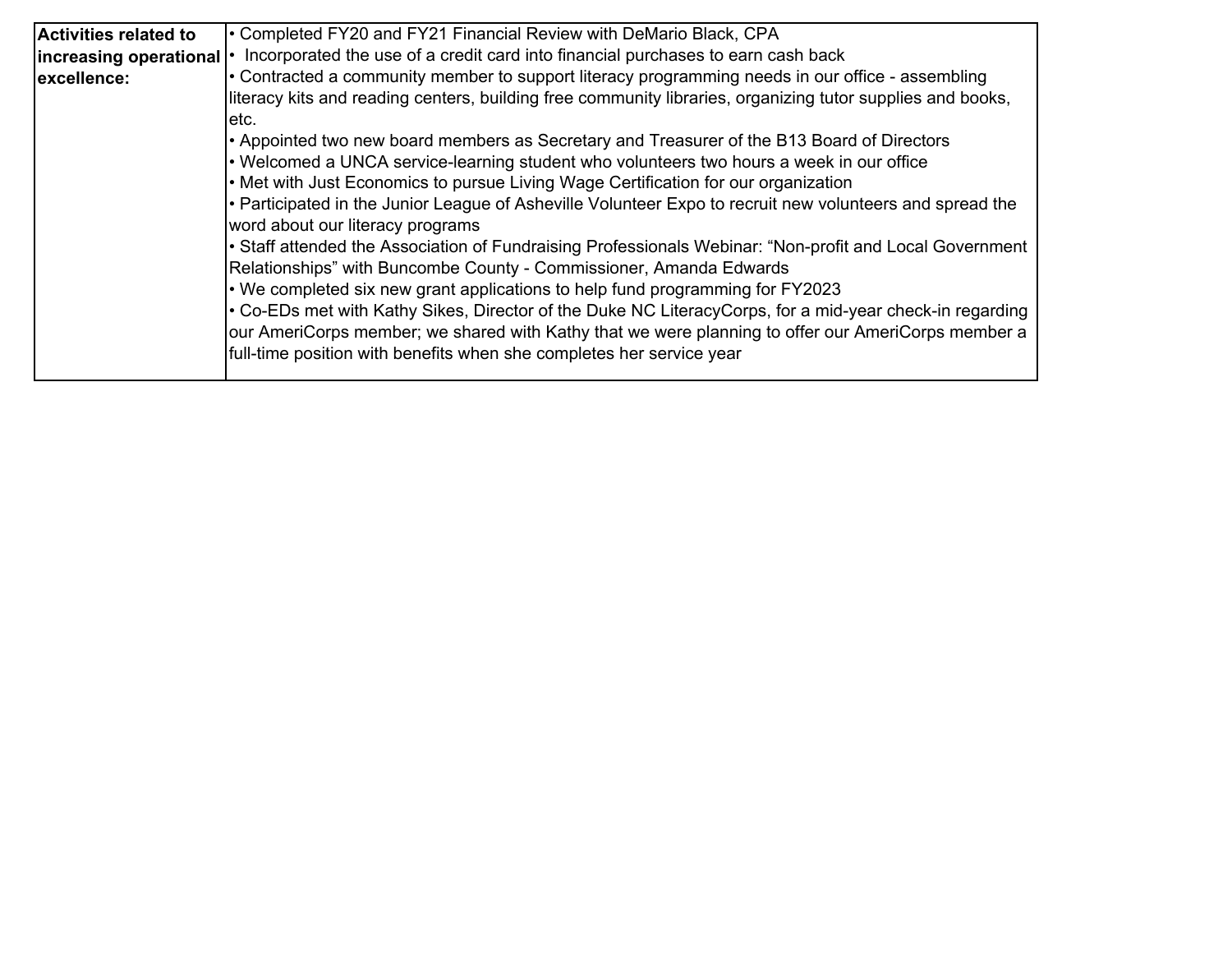| Activities related to increasing operational excellence: | • Completed FY20 and FY21 Financial Review with DeMario Black, CPA<br>• Incorporated the use of a credit card into financial purchases to earn cash back<br>• Contracted a community member to support literacy programming needs in our office - assembling literacy kits and reading centers, building free community libraries, organizing tutor supplies and books, etc.<br>• Appointed two new board members as Secretary and Treasurer of the B13 Board of Directors<br>• Welcomed a UNCA service-learning student who volunteers two hours a week in our office<br>• Met with Just Economics to pursue Living Wage Certification for our organization<br>• Participated in the Junior League of Asheville Volunteer Expo to recruit new volunteers and spread the word about our literacy programs<br>• Staff attended the Association of Fundraising Professionals Webinar: "Non-profit and Local Government Relationships" with Buncombe County - Commissioner, Amanda Edwards<br>• We completed six new grant applications to help fund programming for FY2023<br>• Co-EDs met with Kathy Sikes, Director of the Duke NC LiteracyCorps, for a mid-year check-in regarding our AmeriCorps member; we shared with Kathy that we were planning to offer our AmeriCorps member a full-time position with benefits when she completes her service year |
|---|---|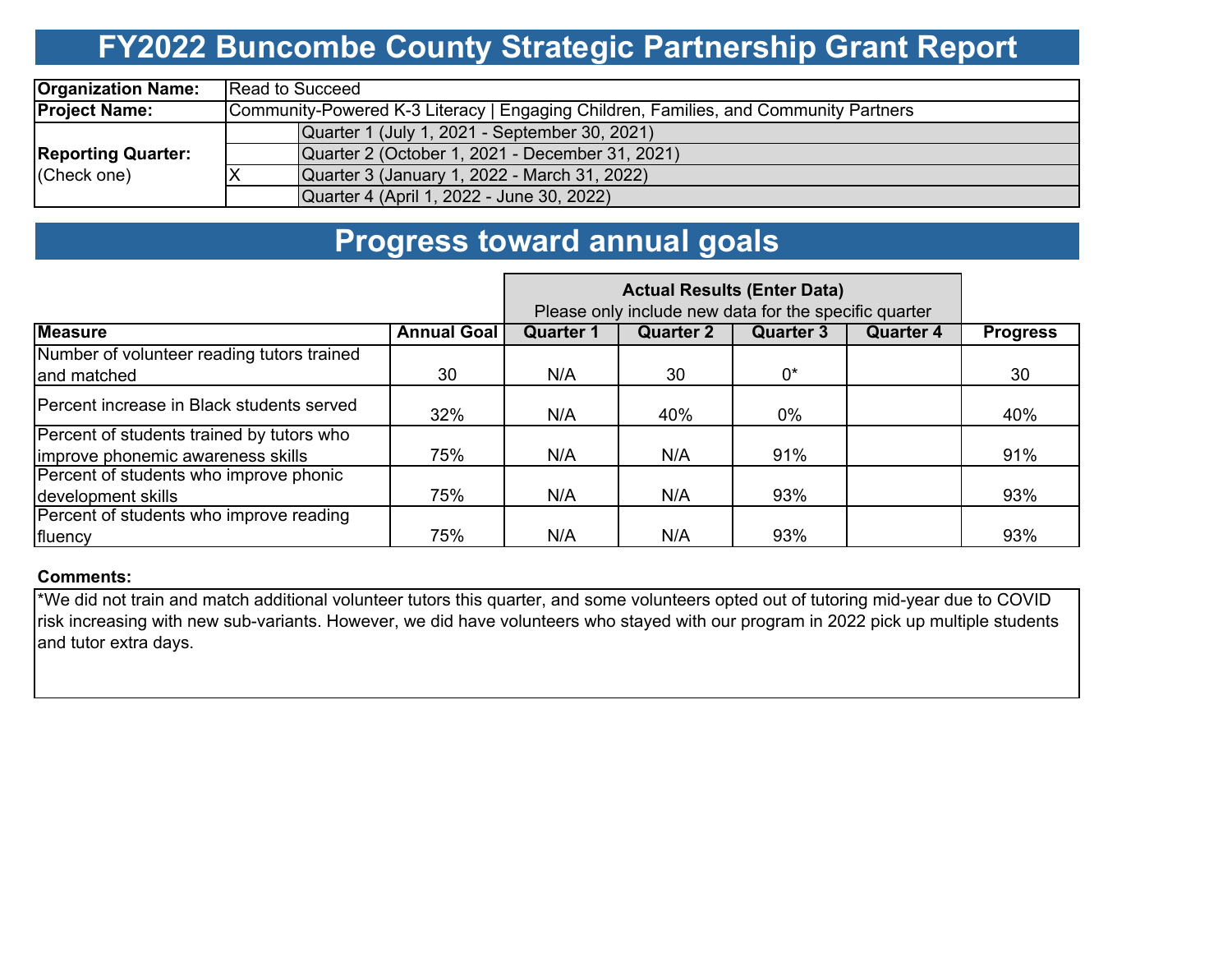# FY2022 Buncombe County Strategic Partnership Grant Report

| | | |
|---|---|---|
| **Organization Name:** | Read to Succeed | |
| **Project Name:** | Community-Powered K-3 Literacy \| Engaging Children, Families, and Community Partners | |
| **Reporting Quarter:** (Check one) | | Quarter 1 (July 1, 2021 - September 30, 2021) |
| | | Quarter 2 (October 1, 2021 - December 31, 2021) |
| | X | Quarter 3 (January 1, 2022 - March 31, 2022) |
| | | Quarter 4 (April 1, 2022 - June 30, 2022) |

## Progress toward annual goals

| | | Actual Results (Enter Data) Please only include new data for the specific quarter | | | | |
|---|---|---|---|---|---|---|
| **Measure** | **Annual Goal** | **Quarter 1** | **Quarter 2** | **Quarter 3** | **Quarter 4** | **Progress** |
| Number of volunteer reading tutors trained and matched | 30 | N/A | 30 | 0* | | 30 |
| Percent increase in Black students served | 32% | N/A | 40% | 0% | | 40% |
| Percent of students trained by tutors who improve phonemic awareness skills | 75% | N/A | N/A | 91% | | 91% |
| Percent of students who improve phonic development skills | 75% | N/A | N/A | 93% | | 93% |
| Percent of students who improve reading fluency | 75% | N/A | N/A | 93% | | 93% |

**Comments:**

*We did not train and match additional volunteer tutors this quarter, and some volunteers opted out of tutoring mid-year due to COVID risk increasing with new sub-variants. However, we did have volunteers who stayed with our program in 2022 pick up multiple students and tutor extra days.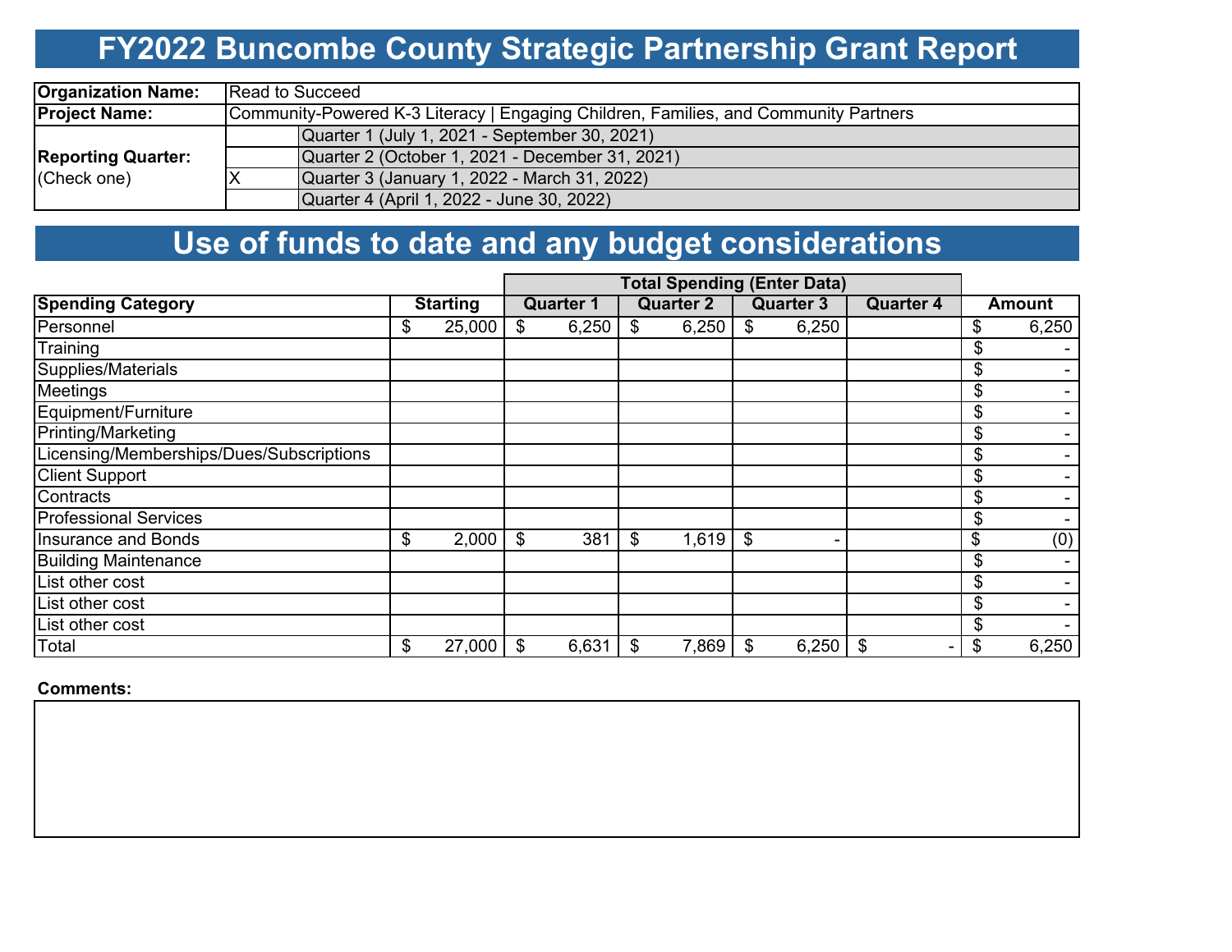# FY2022 Buncombe County Strategic Partnership Grant Report

| | | |
|---|---|---|
| **Organization Name:** | Read to Succeed | |
| **Project Name:** | Community-Powered K-3 Literacy \| Engaging Children, Families, and Community Partners | |
| **Reporting Quarter:** (Check one) | | Quarter 1 (July 1, 2021 - September 30, 2021) |
| | | Quarter 2 (October 1, 2021 - December 31, 2021) |
| | X | Quarter 3 (January 1, 2022 - March 31, 2022) |
| | | Quarter 4 (April 1, 2022 - June 30, 2022) |

# Use of funds to date and any budget considerations

| | | Total Spending (Enter Data) | | | | |
|---|---|---|---|---|---|---|
| **Spending Category** | **Starting** | **Quarter 1** | **Quarter 2** | **Quarter 3** | **Quarter 4** | **Amount** |
| Personnel | $ 25,000 | $ 6,250 | $ 6,250 | $ 6,250 | | $ 6,250 |
| Training | | | | | | $ - |
| Supplies/Materials | | | | | | $ - |
| Meetings | | | | | | $ - |
| Equipment/Furniture | | | | | | $ - |
| Printing/Marketing | | | | | | $ - |
| Licensing/Memberships/Dues/Subscriptions | | | | | | $ - |
| Client Support | | | | | | $ - |
| Contracts | | | | | | $ - |
| Professional Services | | | | | | $ - |
| Insurance and Bonds | $ 2,000 | $ 381 | $ 1,619 | $ - | | $ (0) |
| Building Maintenance | | | | | | $ - |
| List other cost | | | | | | $ - |
| List other cost | | | | | | $ - |
| List other cost | | | | | | $ - |
| Total | $ 27,000 | $ 6,631 | $ 7,869 | $ 6,250 | $ - | $ 6,250 |

**Comments:**